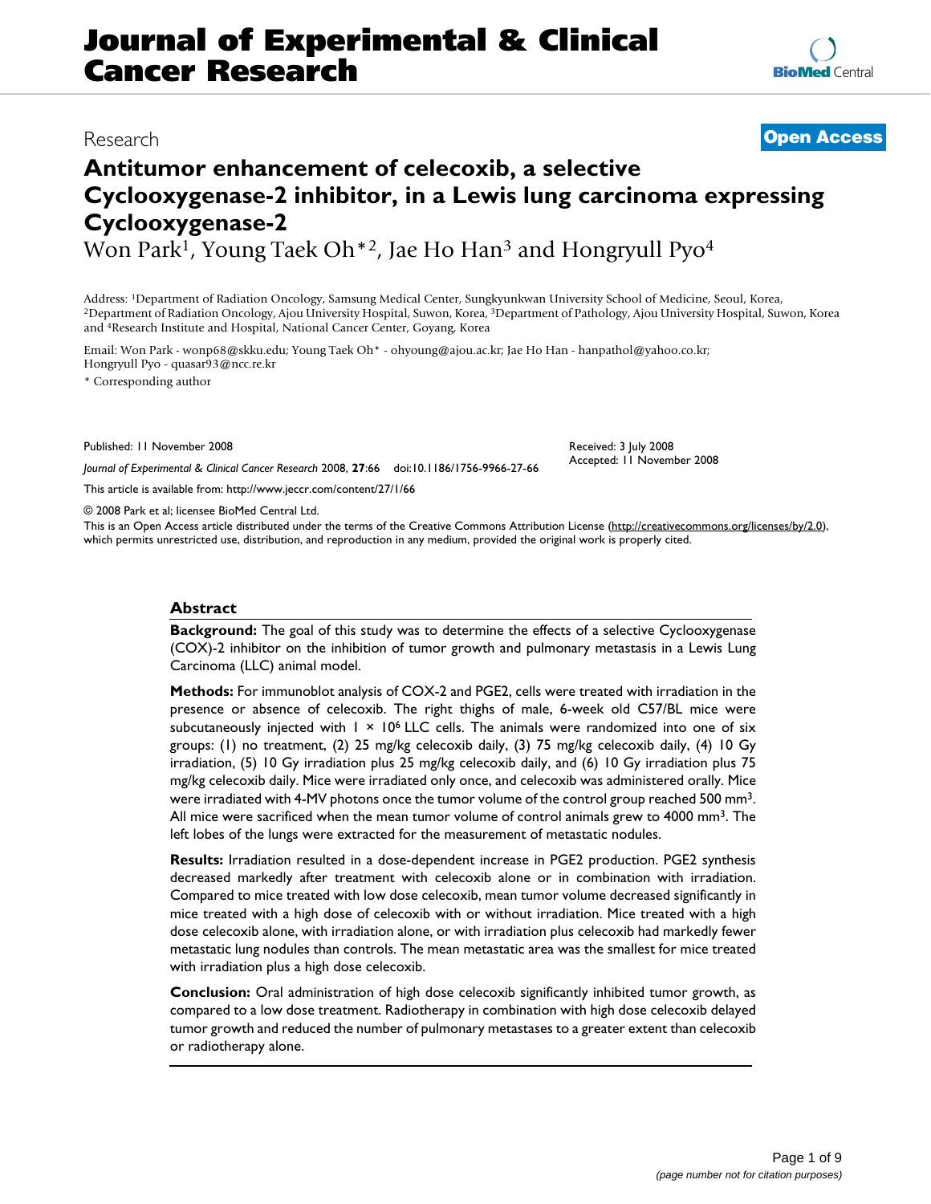# Journal of Experimental & Clinical Cancer Research

Research **Open Access**

# Antitumor enhancement of celecoxib, a selective Cyclooxygenase-2 inhibitor, in a Lewis lung carcinoma expressing Cyclooxygenase-2

Won Park[1], Young Taek Oh*[2], Jae Ho Han[3] and Hongryull Pyo[4]

Address: [1]Department of Radiation Oncology, Samsung Medical Center, Sungkyunkwan University School of Medicine, Seoul, Korea, [2]Department of Radiation Oncology, Ajou University Hospital, Suwon, Korea, [3]Department of Pathology, Ajou University Hospital, Suwon, Korea and [4]Research Institute and Hospital, National Cancer Center, Goyang, Korea

Email: Won Park - wonp68@skku.edu; Young Taek Oh* - ohyoung@ajou.ac.kr; Jae Ho Han - hanpathol@yahoo.co.kr; Hongryull Pyo - quasar93@ncc.re.kr

\* Corresponding author

Published: 11 November 2008

*Journal of Experimental & Clinical Cancer Research* 2008, **27**:66 doi:10.1186/1756-9966-27-66

Received: 3 July 2008
Accepted: 11 November 2008

This article is available from: http://www.jeccr.com/content/27/1/66

© 2008 Park et al; licensee BioMed Central Ltd.

This is an Open Access article distributed under the terms of the Creative Commons Attribution License (http://creativecommons.org/licenses/by/2.0), which permits unrestricted use, distribution, and reproduction in any medium, provided the original work is properly cited.

## Abstract

**Background:** The goal of this study was to determine the effects of a selective Cyclooxygenase (COX)-2 inhibitor on the inhibition of tumor growth and pulmonary metastasis in a Lewis Lung Carcinoma (LLC) animal model.

**Methods:** For immunoblot analysis of COX-2 and PGE2, cells were treated with irradiation in the presence or absence of celecoxib. The right thighs of male, 6-week old C57/BL mice were subcutaneously injected with $1 \times 10^6$ LLC cells. The animals were randomized into one of six groups: (1) no treatment, (2) 25 mg/kg celecoxib daily, (3) 75 mg/kg celecoxib daily, (4) 10 Gy irradiation, (5) 10 Gy irradiation plus 25 mg/kg celecoxib daily, and (6) 10 Gy irradiation plus 75 mg/kg celecoxib daily. Mice were irradiated only once, and celecoxib was administered orally. Mice were irradiated with 4-MV photons once the tumor volume of the control group reached 500 mm$^3$. All mice were sacrificed when the mean tumor volume of control animals grew to 4000 mm$^3$. The left lobes of the lungs were extracted for the measurement of metastatic nodules.

**Results:** Irradiation resulted in a dose-dependent increase in PGE2 production. PGE2 synthesis decreased markedly after treatment with celecoxib alone or in combination with irradiation. Compared to mice treated with low dose celecoxib, mean tumor volume decreased significantly in mice treated with a high dose of celecoxib with or without irradiation. Mice treated with a high dose celecoxib alone, with irradiation alone, or with irradiation plus celecoxib had markedly fewer metastatic lung nodules than controls. The mean metastatic area was the smallest for mice treated with irradiation plus a high dose celecoxib.

**Conclusion:** Oral administration of high dose celecoxib significantly inhibited tumor growth, as compared to a low dose treatment. Radiotherapy in combination with high dose celecoxib delayed tumor growth and reduced the number of pulmonary metastases to a greater extent than celecoxib or radiotherapy alone.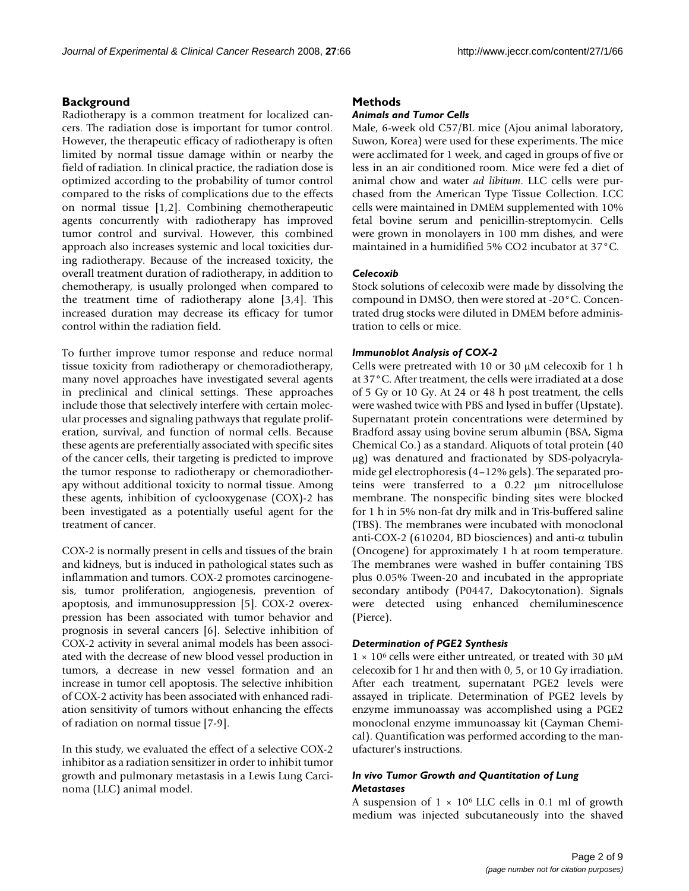## Background

Radiotherapy is a common treatment for localized cancers. The radiation dose is important for tumor control. However, the therapeutic efficacy of radiotherapy is often limited by normal tissue damage within or nearby the field of radiation. In clinical practice, the radiation dose is optimized according to the probability of tumor control compared to the risks of complications due to the effects on normal tissue [1,2]. Combining chemotherapeutic agents concurrently with radiotherapy has improved tumor control and survival. However, this combined approach also increases systemic and local toxicities during radiotherapy. Because of the increased toxicity, the overall treatment duration of radiotherapy, in addition to chemotherapy, is usually prolonged when compared to the treatment time of radiotherapy alone [3,4]. This increased duration may decrease its efficacy for tumor control within the radiation field.

To further improve tumor response and reduce normal tissue toxicity from radiotherapy or chemoradiotherapy, many novel approaches have investigated several agents in preclinical and clinical settings. These approaches include those that selectively interfere with certain molecular processes and signaling pathways that regulate proliferation, survival, and function of normal cells. Because these agents are preferentially associated with specific sites of the cancer cells, their targeting is predicted to improve the tumor response to radiotherapy or chemoradiotherapy without additional toxicity to normal tissue. Among these agents, inhibition of cyclooxygenase (COX)-2 has been investigated as a potentially useful agent for the treatment of cancer.

COX-2 is normally present in cells and tissues of the brain and kidneys, but is induced in pathological states such as inflammation and tumors. COX-2 promotes carcinogenesis, tumor proliferation, angiogenesis, prevention of apoptosis, and immunosuppression [5]. COX-2 overexpression has been associated with tumor behavior and prognosis in several cancers [6]. Selective inhibition of COX-2 activity in several animal models has been associated with the decrease of new blood vessel production in tumors, a decrease in new vessel formation and an increase in tumor cell apoptosis. The selective inhibition of COX-2 activity has been associated with enhanced radiation sensitivity of tumors without enhancing the effects of radiation on normal tissue [7-9].

In this study, we evaluated the effect of a selective COX-2 inhibitor as a radiation sensitizer in order to inhibit tumor growth and pulmonary metastasis in a Lewis Lung Carcinoma (LLC) animal model.

## Methods

### *Animals and Tumor Cells*

Male, 6-week old C57/BL mice (Ajou animal laboratory, Suwon, Korea) were used for these experiments. The mice were acclimated for 1 week, and caged in groups of five or less in an air conditioned room. Mice were fed a diet of animal chow and water *ad libitum*. LLC cells were purchased from the American Type Tissue Collection. LCC cells were maintained in DMEM supplemented with 10% fetal bovine serum and penicillin-streptomycin. Cells were grown in monolayers in 100 mm dishes, and were maintained in a humidified 5% $CO_2$ incubator at 37°C.

### *Celecoxib*

Stock solutions of celecoxib were made by dissolving the compound in DMSO, then were stored at -20°C. Concentrated drug stocks were diluted in DMEM before administration to cells or mice.

### *Immunoblot Analysis of COX-2*

Cells were pretreated with 10 or 30 μM celecoxib for 1 h at 37°C. After treatment, the cells were irradiated at a dose of 5 Gy or 10 Gy. At 24 or 48 h post treatment, the cells were washed twice with PBS and lysed in buffer (Upstate). Supernatant protein concentrations were determined by Bradford assay using bovine serum albumin (BSA, Sigma Chemical Co.) as a standard. Aliquots of total protein (40 μg) was denatured and fractionated by SDS-polyacrylamide gel electrophoresis (4–12% gels). The separated proteins were transferred to a 0.22 μm nitrocellulose membrane. The nonspecific binding sites were blocked for 1 h in 5% non-fat dry milk and in Tris-buffered saline (TBS). The membranes were incubated with monoclonal anti-COX-2 (610204, BD biosciences) and anti-α tubulin (Oncogene) for approximately 1 h at room temperature. The membranes were washed in buffer containing TBS plus 0.05% Tween-20 and incubated in the appropriate secondary antibody (P0447, Dakocytonation). Signals were detected using enhanced chemiluminescence (Pierce).

### *Determination of PGE2 Synthesis*

$1 \times 10^6$ cells were either untreated, or treated with 30 μM celecoxib for 1 hr and then with 0, 5, or 10 Gy irradiation. After each treatment, supernatant PGE2 levels were assayed in triplicate. Determination of PGE2 levels by enzyme immunoassay was accomplished using a PGE2 monoclonal enzyme immunoassay kit (Cayman Chemical). Quantification was performed according to the manufacturer's instructions.

### *In vivo Tumor Growth and Quantitation of Lung Metastases*

A suspension of $1 \times 10^6$ LLC cells in 0.1 ml of growth medium was injected subcutaneously into the shaved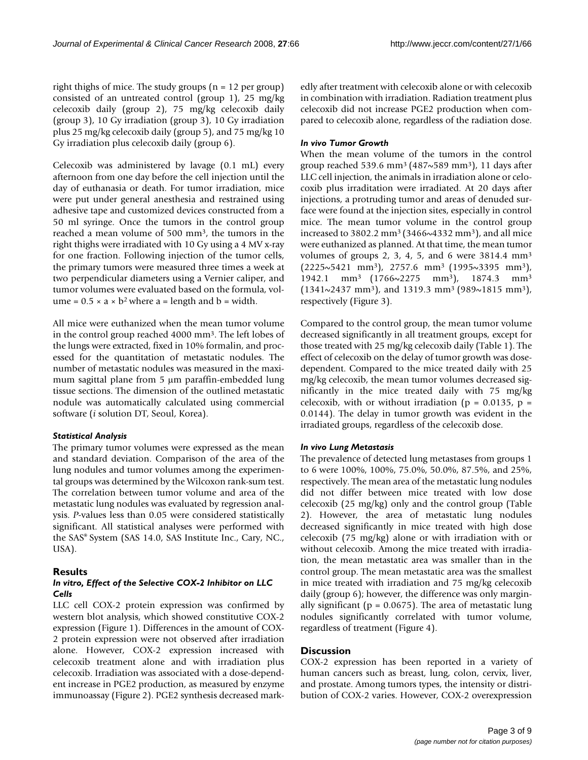right thighs of mice. The study groups (n = 12 per group) consisted of an untreated control (group 1), 25 mg/kg celecoxib daily (group 2), 75 mg/kg celecoxib daily (group 3), 10 Gy irradiation (group 3), 10 Gy irradiation plus 25 mg/kg celecoxib daily (group 5), and 75 mg/kg 10 Gy irradiation plus celecoxib daily (group 6).

Celecoxib was administered by lavage (0.1 mL) every afternoon from one day before the cell injection until the day of euthanasia or death. For tumor irradiation, mice were put under general anesthesia and restrained using adhesive tape and customized devices constructed from a 50 ml syringe. Once the tumors in the control group reached a mean volume of 500 mm³, the tumors in the right thighs were irradiated with 10 Gy using a 4 MV x-ray for one fraction. Following injection of the tumor cells, the primary tumors were measured three times a week at two perpendicular diameters using a Vernier caliper, and tumor volumes were evaluated based on the formula, volume = $0.5 \times a \times b^2$ where a = length and b = width.

All mice were euthanized when the mean tumor volume in the control group reached 4000 mm³. The left lobes of the lungs were extracted, fixed in 10% formalin, and processed for the quantitation of metastatic nodules. The number of metastatic nodules was measured in the maximum sagittal plane from 5 μm paraffin-embedded lung tissue sections. The dimension of the outlined metastatic nodule was automatically calculated using commercial software (*i* solution DT, Seoul, Korea).

### Statistical Analysis

The primary tumor volumes were expressed as the mean and standard deviation. Comparison of the area of the lung nodules and tumor volumes among the experimental groups was determined by the Wilcoxon rank-sum test. The correlation between tumor volume and area of the metastatic lung nodules was evaluated by regression analysis. *P*-values less than 0.05 were considered statistically significant. All statistical analyses were performed with the SAS® System (SAS 14.0, SAS Institute Inc., Cary, NC., USA).

## Results

### In vitro, Effect of the Selective COX-2 Inhibitor on LLC Cells

LLC cell COX-2 protein expression was confirmed by western blot analysis, which showed constitutive COX-2 expression (Figure 1). Differences in the amount of COX-2 protein expression were not observed after irradiation alone. However, COX-2 expression increased with celecoxib treatment alone and with irradiation plus celecoxib. Irradiation was associated with a dose-dependent increase in PGE2 production, as measured by enzyme immunoassay (Figure 2). PGE2 synthesis decreased markedly after treatment with celecoxib alone or with celecoxib in combination with irradiation. Radiation treatment plus celecoxib did not increase PGE2 production when compared to celecoxib alone, regardless of the radiation dose.

### In vivo Tumor Growth

When the mean volume of the tumors in the control group reached 539.6 mm³ (487~589 mm³), 11 days after LLC cell injection, the animals in irradiation alone or celocoxib plus irradiation were irradiated. At 20 days after injections, a protruding tumor and areas of denuded surface were found at the injection sites, especially in control mice. The mean tumor volume in the control group increased to 3802.2 mm³ (3466~4332 mm³), and all mice were euthanized as planned. At that time, the mean tumor volumes of groups 2, 3, 4, 5, and 6 were 3814.4 mm³ (2225~5421 mm³), 2757.6 mm³ (1995~3395 mm³), 1942.1 mm³ (1766~2275 mm³), 1874.3 mm³ (1341~2437 mm³), and 1319.3 mm³ (989~1815 mm³), respectively (Figure 3).

Compared to the control group, the mean tumor volume decreased significantly in all treatment groups, except for those treated with 25 mg/kg celecoxib daily (Table 1). The effect of celecoxib on the delay of tumor growth was dose-dependent. Compared to the mice treated daily with 25 mg/kg celecoxib, the mean tumor volumes decreased significantly in the mice treated daily with 75 mg/kg celecoxib, with or without irradiation ($p = 0.0135$, $p = 0.0144$). The delay in tumor growth was evident in the irradiated groups, regardless of the celecoxib dose.

### In vivo Lung Metastasis

The prevalence of detected lung metastases from groups 1 to 6 were 100%, 100%, 75.0%, 50.0%, 87.5%, and 25%, respectively. The mean area of the metastatic lung nodules did not differ between mice treated with low dose celecoxib (25 mg/kg) only and the control group (Table 2). However, the area of metastatic lung nodules decreased significantly in mice treated with high dose celecoxib (75 mg/kg) alone or with irradiation with or without celecoxib. Among the mice treated with irradiation, the mean metastatic area was smaller than in the control group. The mean metastatic area was the smallest in mice treated with irradiation and 75 mg/kg celecoxib daily (group 6); however, the difference was only marginally significant ($p = 0.0675$). The area of metastatic lung nodules significantly correlated with tumor volume, regardless of treatment (Figure 4).

## Discussion

COX-2 expression has been reported in a variety of human cancers such as breast, lung, colon, cervix, liver, and prostate. Among tumors types, the intensity or distribution of COX-2 varies. However, COX-2 overexpression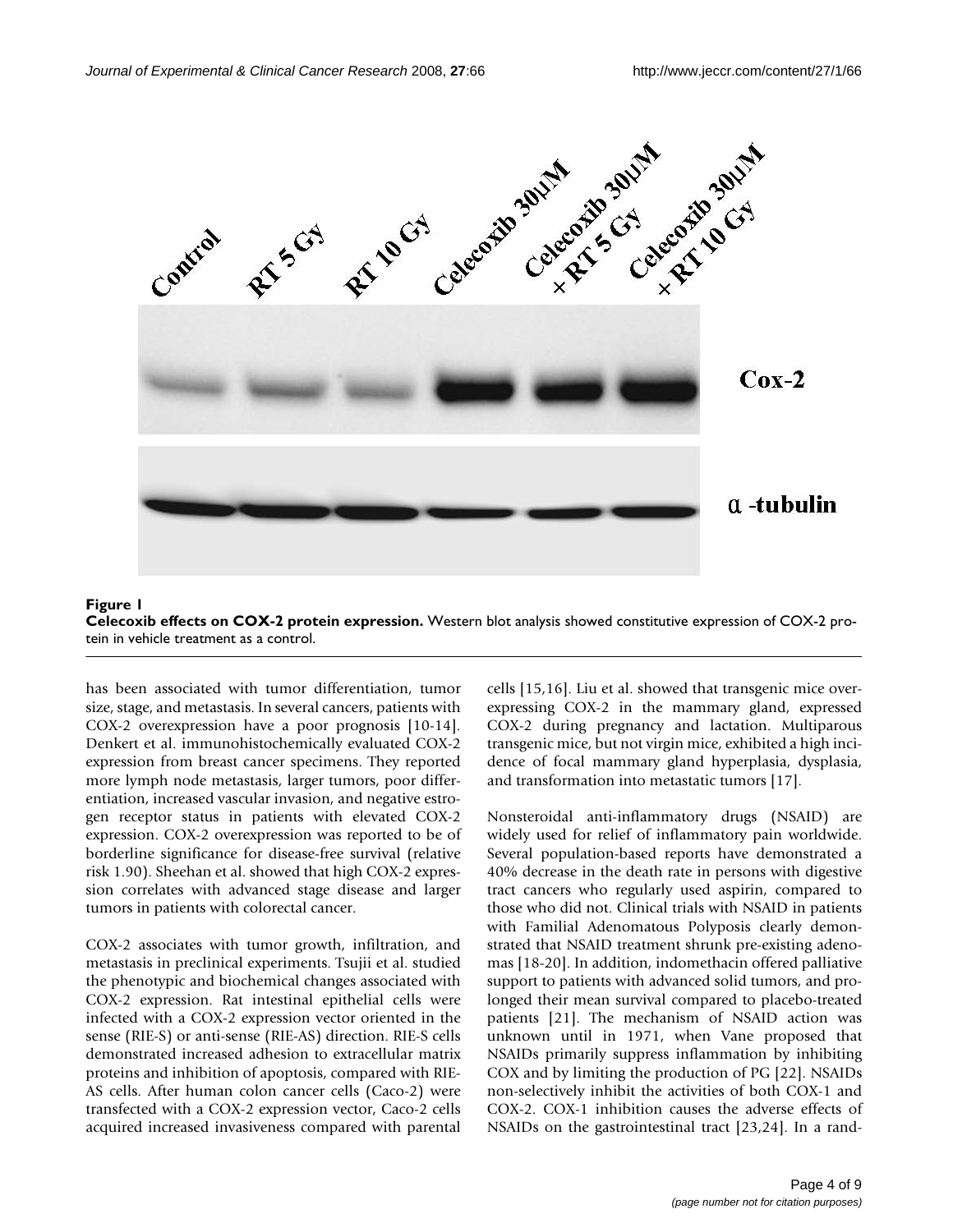**Figure 1**
**Celecoxib effects on COX-2 protein expression.** Western blot analysis showed constitutive expression of COX-2 protein in vehicle treatment as a control.

has been associated with tumor differentiation, tumor size, stage, and metastasis. In several cancers, patients with COX-2 overexpression have a poor prognosis [10-14]. Denkert et al. immunohistochemically evaluated COX-2 expression from breast cancer specimens. They reported more lymph node metastasis, larger tumors, poor differentiation, increased vascular invasion, and negative estrogen receptor status in patients with elevated COX-2 expression. COX-2 overexpression was reported to be of borderline significance for disease-free survival (relative risk 1.90). Sheehan et al. showed that high COX-2 expression correlates with advanced stage disease and larger tumors in patients with colorectal cancer.

COX-2 associates with tumor growth, infiltration, and metastasis in preclinical experiments. Tsujii et al. studied the phenotypic and biochemical changes associated with COX-2 expression. Rat intestinal epithelial cells were infected with a COX-2 expression vector oriented in the sense (RIE-S) or anti-sense (RIE-AS) direction. RIE-S cells demonstrated increased adhesion to extracellular matrix proteins and inhibition of apoptosis, compared with RIE-AS cells. After human colon cancer cells (Caco-2) were transfected with a COX-2 expression vector, Caco-2 cells acquired increased invasiveness compared with parental cells [15,16]. Liu et al. showed that transgenic mice overexpressing COX-2 in the mammary gland, expressed COX-2 during pregnancy and lactation. Multiparous transgenic mice, but not virgin mice, exhibited a high incidence of focal mammary gland hyperplasia, dysplasia, and transformation into metastatic tumors [17].

Nonsteroidal anti-inflammatory drugs (NSAID) are widely used for relief of inflammatory pain worldwide. Several population-based reports have demonstrated a 40% decrease in the death rate in persons with digestive tract cancers who regularly used aspirin, compared to those who did not. Clinical trials with NSAID in patients with Familial Adenomatous Polyposis clearly demonstrated that NSAID treatment shrunk pre-existing adenomas [18-20]. In addition, indomethacin offered palliative support to patients with advanced solid tumors, and prolonged their mean survival compared to placebo-treated patients [21]. The mechanism of NSAID action was unknown until in 1971, when Vane proposed that NSAIDs primarily suppress inflammation by inhibiting COX and by limiting the production of PG [22]. NSAIDs non-selectively inhibit the activities of both COX-1 and COX-2. COX-1 inhibition causes the adverse effects of NSAIDs on the gastrointestinal tract [23,24]. In a rand-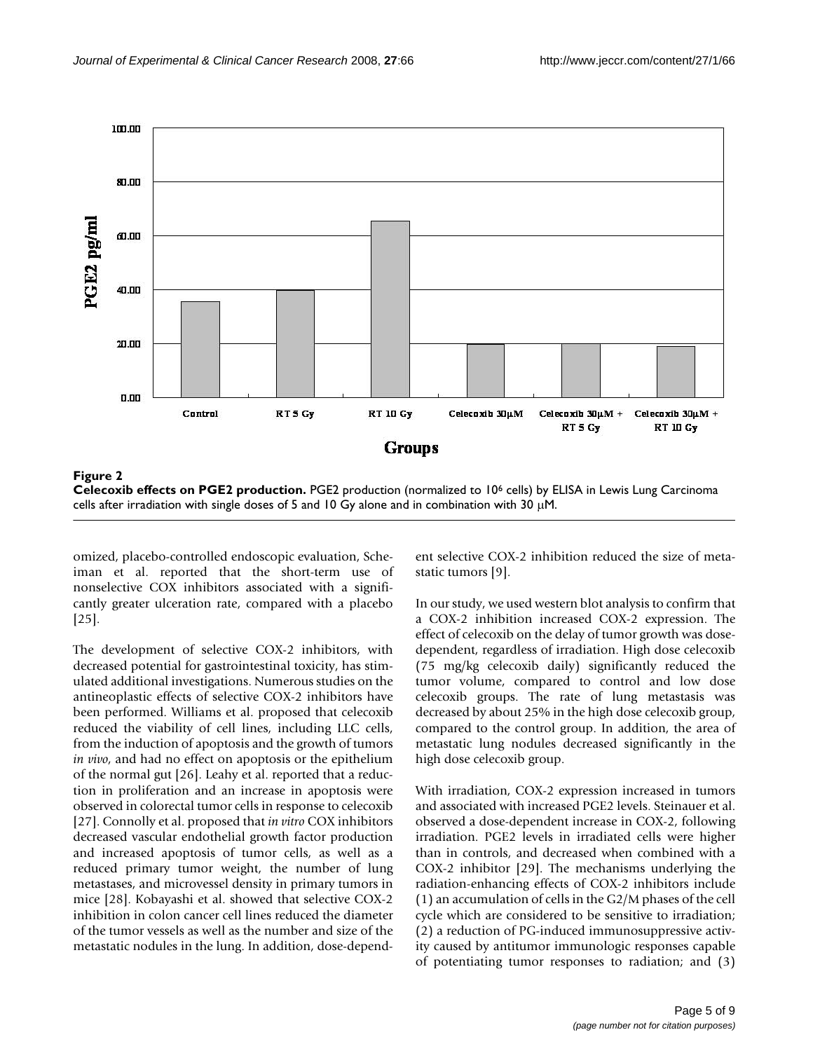**Figure 2**
**Celecoxib effects on PGE2 production.** PGE2 production (normalized to $10^6$ cells) by ELISA in Lewis Lung Carcinoma cells after irradiation with single doses of 5 and 10 Gy alone and in combination with 30 μM.

omized, placebo-controlled endoscopic evaluation, Scheiman et al. reported that the short-term use of nonselective COX inhibitors associated with a significantly greater ulceration rate, compared with a placebo [25].

The development of selective COX-2 inhibitors, with decreased potential for gastrointestinal toxicity, has stimulated additional investigations. Numerous studies on the antineoplastic effects of selective COX-2 inhibitors have been performed. Williams et al. proposed that celecoxib reduced the viability of cell lines, including LLC cells, from the induction of apoptosis and the growth of tumors *in vivo*, and had no effect on apoptosis or the epithelium of the normal gut [26]. Leahy et al. reported that a reduction in proliferation and an increase in apoptosis were observed in colorectal tumor cells in response to celecoxib [27]. Connolly et al. proposed that *in vitro* COX inhibitors decreased vascular endothelial growth factor production and increased apoptosis of tumor cells, as well as a reduced primary tumor weight, the number of lung metastases, and microvessel density in primary tumors in mice [28]. Kobayashi et al. showed that selective COX-2 inhibition in colon cancer cell lines reduced the diameter of the tumor vessels as well as the number and size of the metastatic nodules in the lung. In addition, dose-dependent selective COX-2 inhibition reduced the size of metastatic tumors [9].

In our study, we used western blot analysis to confirm that a COX-2 inhibition increased COX-2 expression. The effect of celecoxib on the delay of tumor growth was dose-dependent, regardless of irradiation. High dose celecoxib (75 mg/kg celecoxib daily) significantly reduced the tumor volume, compared to control and low dose celecoxib groups. The rate of lung metastasis was decreased by about 25% in the high dose celecoxib group, compared to the control group. In addition, the area of metastatic lung nodules decreased significantly in the high dose celecoxib group.

With irradiation, COX-2 expression increased in tumors and associated with increased PGE2 levels. Steinauer et al. observed a dose-dependent increase in COX-2, following irradiation. PGE2 levels in irradiated cells were higher than in controls, and decreased when combined with a COX-2 inhibitor [29]. The mechanisms underlying the radiation-enhancing effects of COX-2 inhibitors include (1) an accumulation of cells in the G2/M phases of the cell cycle which are considered to be sensitive to irradiation; (2) a reduction of PG-induced immunosuppressive activity caused by antitumor immunologic responses capable of potentiating tumor responses to radiation; and (3)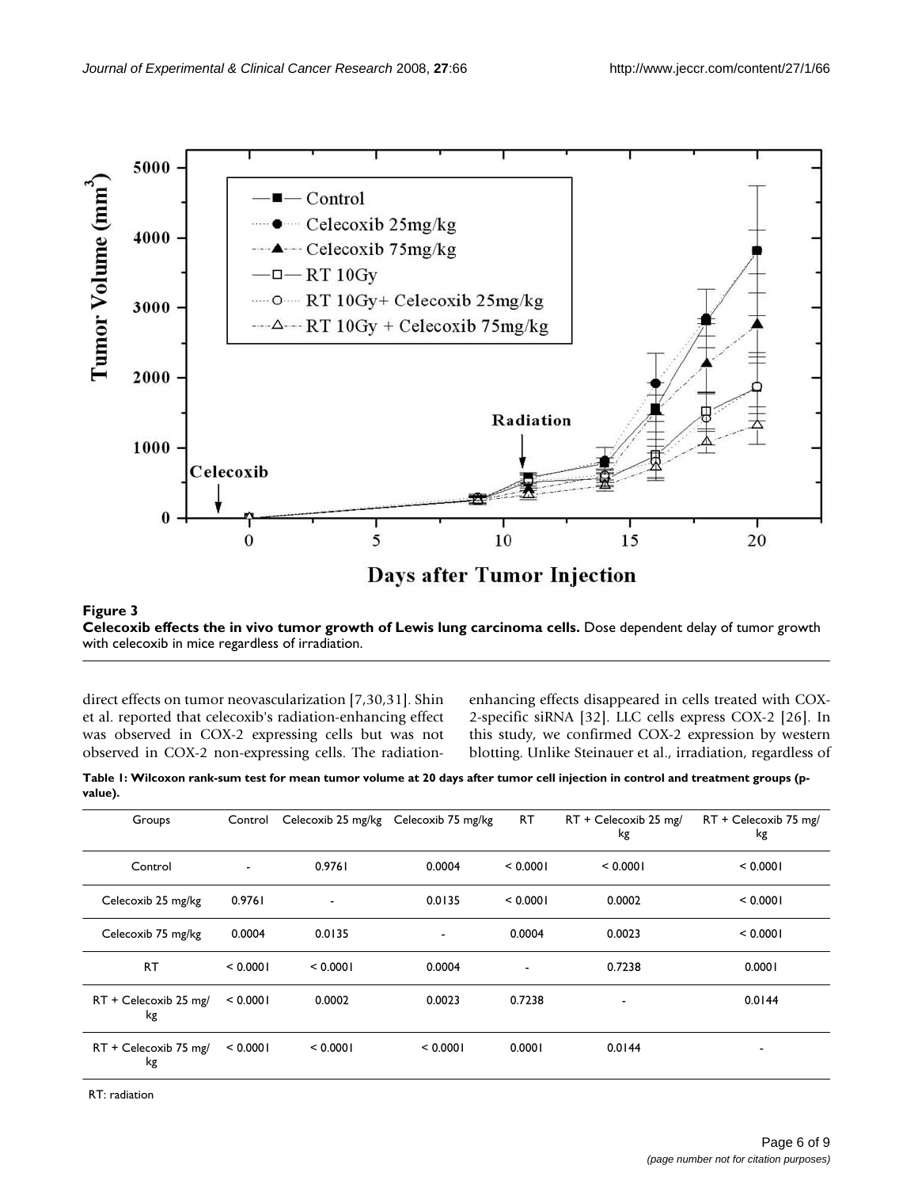**Figure 3**

**Celecoxib effects the in vivo tumor growth of Lewis lung carcinoma cells.** Dose dependent delay of tumor growth with celecoxib in mice regardless of irradiation.

direct effects on tumor neovascularization [7,30,31]. Shin et al. reported that celecoxib's radiation-enhancing effect was observed in COX-2 expressing cells but was not observed in COX-2 non-expressing cells. The radiation-enhancing effects disappeared in cells treated with COX-2-specific siRNA [32]. LLC cells express COX-2 [26]. In this study, we confirmed COX-2 expression by western blotting. Unlike Steinauer et al., irradiation, regardless of

**Table 1: Wilcoxon rank-sum test for mean tumor volume at 20 days after tumor cell injection in control and treatment groups (p-value).**

| Groups | Control | Celecoxib 25 mg/kg | Celecoxib 75 mg/kg | RT | RT + Celecoxib 25 mg/kg | RT + Celecoxib 75 mg/kg |
|---|---|---|---|---|---|---|
| Control | - | 0.9761 | 0.0004 | < 0.0001 | < 0.0001 | < 0.0001 |
| Celecoxib 25 mg/kg | 0.9761 | - | 0.0135 | < 0.0001 | 0.0002 | < 0.0001 |
| Celecoxib 75 mg/kg | 0.0004 | 0.0135 | - | 0.0004 | 0.0023 | < 0.0001 |
| RT | < 0.0001 | < 0.0001 | 0.0004 | - | 0.7238 | 0.0001 |
| RT + Celecoxib 25 mg/kg | < 0.0001 | 0.0002 | 0.0023 | 0.7238 | - | 0.0144 |
| RT + Celecoxib 75 mg/kg | < 0.0001 | < 0.0001 | < 0.0001 | 0.0001 | 0.0144 | - |

RT: radiation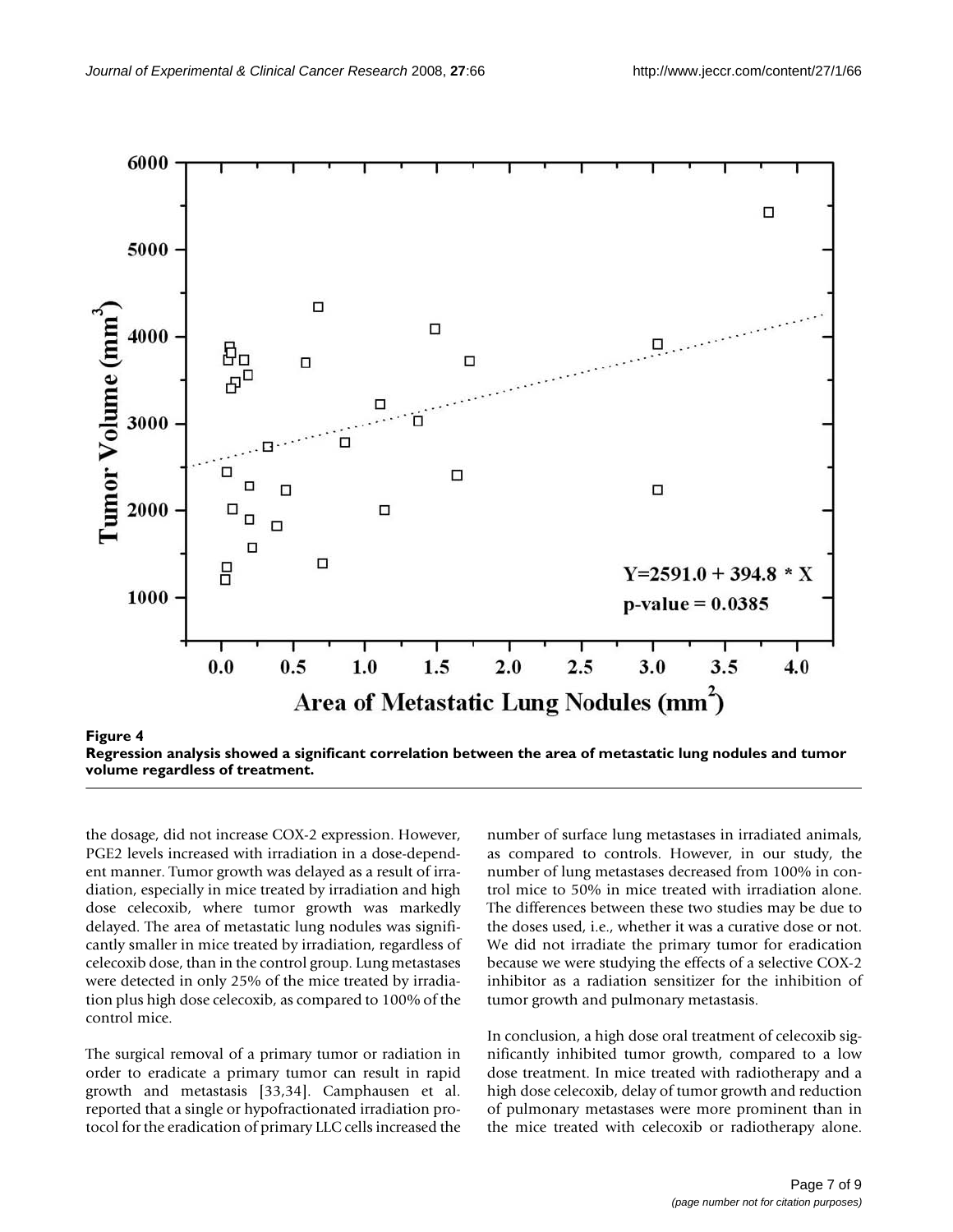**Figure 4**
**Regression analysis showed a significant correlation between the area of metastatic lung nodules and tumor volume regardless of treatment.**

the dosage, did not increase COX-2 expression. However, PGE2 levels increased with irradiation in a dose-dependent manner. Tumor growth was delayed as a result of irradiation, especially in mice treated by irradiation and high dose celecoxib, where tumor growth was markedly delayed. The area of metastatic lung nodules was significantly smaller in mice treated by irradiation, regardless of celecoxib dose, than in the control group. Lung metastases were detected in only 25% of the mice treated by irradiation plus high dose celecoxib, as compared to 100% of the control mice.

The surgical removal of a primary tumor or radiation in order to eradicate a primary tumor can result in rapid growth and metastasis [33,34]. Camphausen et al. reported that a single or hypofractionated irradiation protocol for the eradication of primary LLC cells increased the number of surface lung metastases in irradiated animals, as compared to controls. However, in our study, the number of lung metastases decreased from 100% in control mice to 50% in mice treated with irradiation alone. The differences between these two studies may be due to the doses used, i.e., whether it was a curative dose or not. We did not irradiate the primary tumor for eradication because we were studying the effects of a selective COX-2 inhibitor as a radiation sensitizer for the inhibition of tumor growth and pulmonary metastasis.

In conclusion, a high dose oral treatment of celecoxib significantly inhibited tumor growth, compared to a low dose treatment. In mice treated with radiotherapy and a high dose celecoxib, delay of tumor growth and reduction of pulmonary metastases were more prominent than in the mice treated with celecoxib or radiotherapy alone.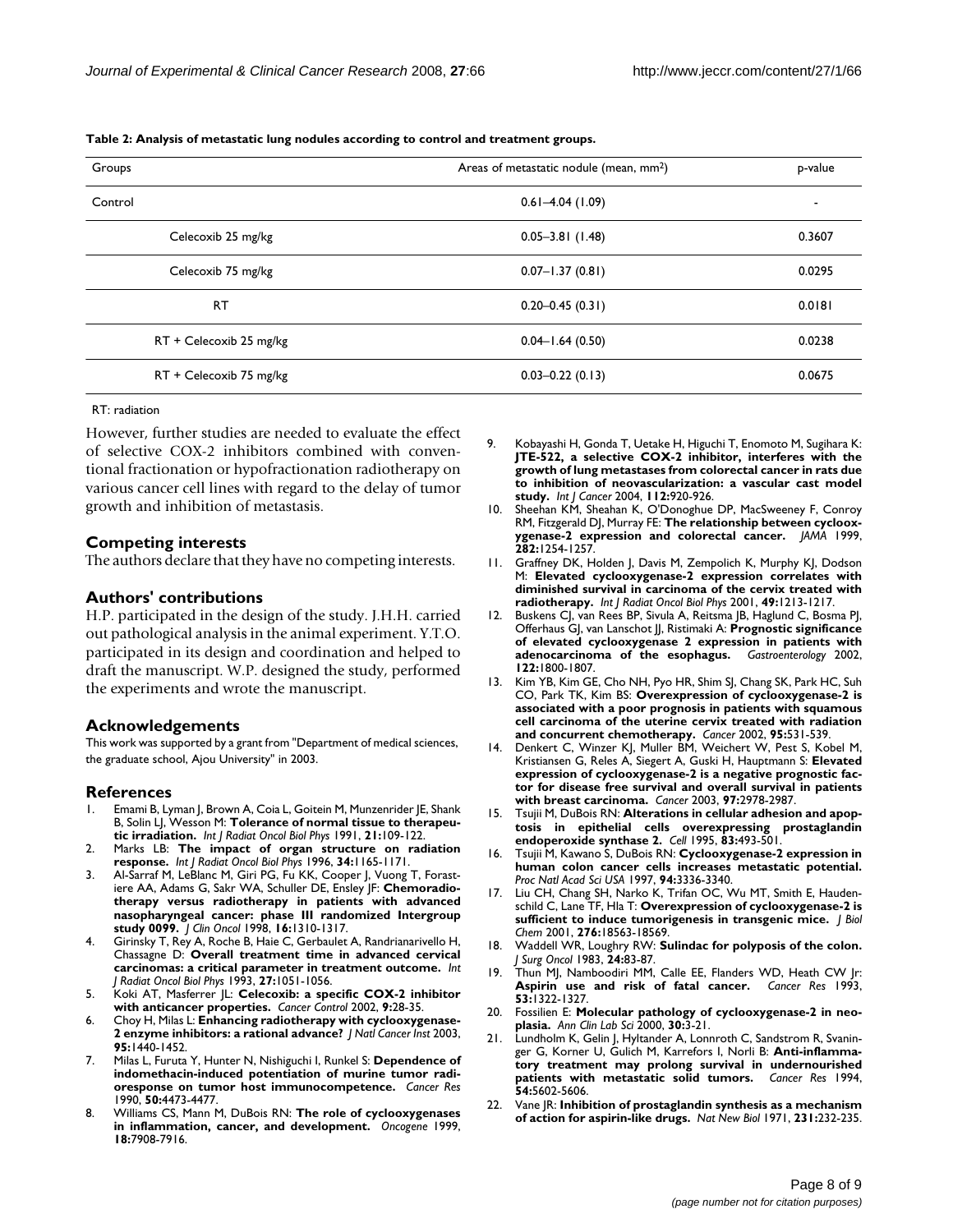**Table 2: Analysis of metastatic lung nodules according to control and treatment groups.**

| Groups | Areas of metastatic nodule (mean, mm$^2$) | p-value |
|---|---|---|
| Control | 0.61–4.04 (1.09) | - |
| Celecoxib 25 mg/kg | 0.05–3.81 (1.48) | 0.3607 |
| Celecoxib 75 mg/kg | 0.07–1.37 (0.81) | 0.0295 |
| RT | 0.20–0.45 (0.31) | 0.0181 |
| RT + Celecoxib 25 mg/kg | 0.04–1.64 (0.50) | 0.0238 |
| RT + Celecoxib 75 mg/kg | 0.03–0.22 (0.13) | 0.0675 |

RT: radiation

However, further studies are needed to evaluate the effect of selective COX-2 inhibitors combined with conventional fractionation or hypofractionation radiotherapy on various cancer cell lines with regard to the delay of tumor growth and inhibition of metastasis.

## Competing interests

The authors declare that they have no competing interests.

## Authors' contributions

H.P. participated in the design of the study. J.H.H. carried out pathological analysis in the animal experiment. Y.T.O. participated in its design and coordination and helped to draft the manuscript. W.P. designed the study, performed the experiments and wrote the manuscript.

## Acknowledgements

This work was supported by a grant from "Department of medical sciences, the graduate school, Ajou University" in 2003.

## References

1. Emami B, Lyman J, Brown A, Coia L, Goitein M, Munzenrider JE, Shank B, Solin LJ, Wesson M: **Tolerance of normal tissue to therapeutic irradiation.** *Int J Radiat Oncol Biol Phys* 1991, **21:**109-122.
2. Marks LB: **The impact of organ structure on radiation response.** *Int J Radiat Oncol Biol Phys* 1996, **34:**1165-1171.
3. Al-Sarraf M, LeBlanc M, Giri PG, Fu KK, Cooper J, Vuong T, Forastiere AA, Adams G, Sakr WA, Schuller DE, Ensley JF: **Chemoradiotherapy versus radiotherapy in patients with advanced nasopharyngeal cancer: phase III randomized Intergroup study 0099.** *J Clin Oncol* 1998, **16:**1310-1317.
4. Girinsky T, Rey A, Roche B, Haie C, Gerbaulet A, Randrianarivello H, Chassagne D: **Overall treatment time in advanced cervical carcinomas: a critical parameter in treatment outcome.** *Int J Radiat Oncol Biol Phys* 1993, **27:**1051-1056.
5. Koki AT, Masferrer JL: **Celecoxib: a specific COX-2 inhibitor with anticancer properties.** *Cancer Control* 2002, **9:**28-35.
6. Choy H, Milas L: **Enhancing radiotherapy with cyclooxygenase-2 enzyme inhibitors: a rational advance?** *J Natl Cancer Inst* 2003, **95:**1440-1452.
7. Milas L, Furuta Y, Hunter N, Nishiguchi I, Runkel S: **Dependence of indomethacin-induced potentiation of murine tumor radioresponse on tumor host immunocompetence.** *Cancer Res* 1990, **50:**4473-4477.
8. Williams CS, Mann M, DuBois RN: **The role of cyclooxygenases in inflammation, cancer, and development.** *Oncogene* 1999, **18:**7908-7916.
9. Kobayashi H, Gonda T, Uetake H, Higuchi T, Enomoto M, Sugihara K: **JTE-522, a selective COX-2 inhibitor, interferes with the growth of lung metastases from colorectal cancer in rats due to inhibition of neovascularization: a vascular cast model study.** *Int J Cancer* 2004, **112:**920-926.
10. Sheehan KM, Sheahan K, O'Donoghue DP, MacSweeney F, Conroy RM, Fitzgerald DJ, Murray FE: **The relationship between cyclooxygenase-2 expression and colorectal cancer.** *JAMA* 1999, **282:**1254-1257.
11. Graffney DK, Holden J, Davis M, Zempolich K, Murphy KJ, Dodson M: **Elevated cyclooxygenase-2 expression correlates with diminished survival in carcinoma of the cervix treated with radiotherapy.** *Int J Radiat Oncol Biol Phys* 2001, **49:**1213-1217.
12. Buskens CJ, van Rees BP, Sivula A, Reitsma JB, Haglund C, Bosma PJ, Offerhaus GJ, van Lanschot JJ, Ristimaki A: **Prognostic significance of elevated cyclooxygenase 2 expression in patients with adenocarcinoma of the esophagus.** *Gastroenterology* 2002, **122:**1800-1807.
13. Kim YB, Kim GE, Cho NH, Pyo HR, Shim SJ, Chang SK, Park HC, Suh CO, Park TK, Kim BS: **Overexpression of cyclooxygenase-2 is associated with a poor prognosis in patients with squamous cell carcinoma of the uterine cervix treated with radiation and concurrent chemotherapy.** *Cancer* 2002, **95:**531-539.
14. Denkert C, Winzer KJ, Muller BM, Weichert W, Pest S, Kobel M, Kristiansen G, Reles A, Siegert A, Guski H, Hauptmann S: **Elevated expression of cyclooxygenase-2 is a negative prognostic factor for disease free survival and overall survival in patients with breast carcinoma.** *Cancer* 2003, **97:**2978-2987.
15. Tsujii M, DuBois RN: **Alterations in cellular adhesion and apoptosis in epithelial cells overexpressing prostaglandin endoperoxide synthase 2.** *Cell* 1995, **83:**493-501.
16. Tsujii M, Kawano S, DuBois RN: **Cyclooxygenase-2 expression in human colon cancer cells increases metastatic potential.** *Proc Natl Acad Sci USA* 1997, **94:**3336-3340.
17. Liu CH, Chang SH, Narko K, Trifan OC, Wu MT, Smith E, Haudenschild C, Lane TF, Hla T: **Overexpression of cyclooxygenase-2 is sufficient to induce tumorigenesis in transgenic mice.** *J Biol Chem* 2001, **276:**18563-18569.
18. Waddell WR, Loughry RW: **Sulindac for polyposis of the colon.** *J Surg Oncol* 1983, **24:**83-87.
19. Thun MJ, Namboodiri MM, Calle EE, Flanders WD, Heath CW Jr: **Aspirin use and risk of fatal cancer.** *Cancer Res* 1993, **53:**1322-1327.
20. Fossilien E: **Molecular pathology of cyclooxygenase-2 in neoplasia.** *Ann Clin Lab Sci* 2000, **30:**3-21.
21. Lundholm K, Gelin J, Hyltander A, Lonnroth C, Sandstrom R, Svaninger G, Korner U, Gulich M, Karrefors I, Norli B: **Anti-inflammatory treatment may prolong survival in undernourished patients with metastatic solid tumors.** *Cancer Res* 1994, **54:**5602-5606.
22. Vane JR: **Inhibition of prostaglandin synthesis as a mechanism of action for aspirin-like drugs.** *Nat New Biol* 1971, **231:**232-235.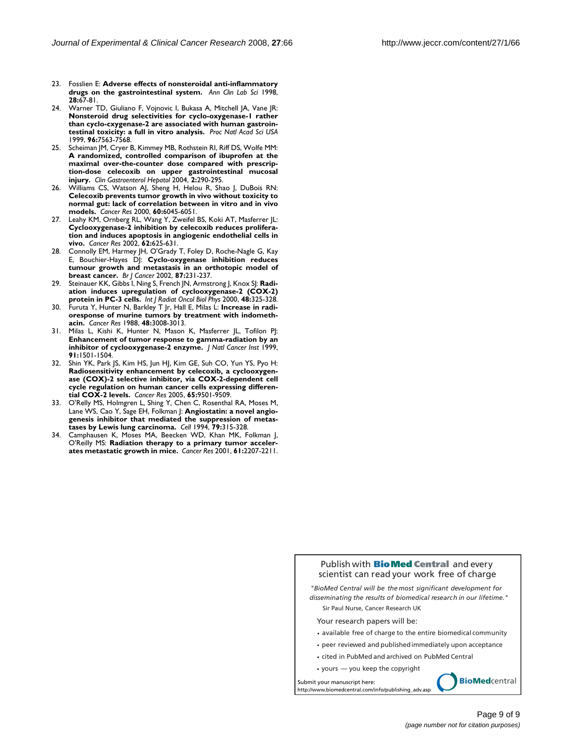23. Fosslien E: **Adverse effects of nonsteroidal anti-inflammatory drugs on the gastrointestinal system.** *Ann Clin Lab Sci* 1998, **28:**67-81.
24. Warner TD, Giuliano F, Vojnovic I, Bukasa A, Mitchell JA, Vane JR: **Nonsteroid drug selectivities for cyclo-oxygenase-1 rather than cyclo-cxygenase-2 are associated with human gastrointestinal toxicity: a full in vitro analysis.** *Proc Natl Acad Sci USA* 1999, **96:**7563-7568.
25. Scheiman JM, Cryer B, Kimmey MB, Rothstein RI, Riff DS, Wolfe MM: **A randomized, controlled comparison of ibuprofen at the maximal over-the-counter dose compared with prescription-dose celecoxib on upper gastrointestinal mucosal injury.** *Clin Gastroenterol Hepatol* 2004, **2:**290-295.
26. Williams CS, Watson AJ, Sheng H, Helou R, Shao J, DuBois RN: **Celecoxib prevents tumor growth in vivo without toxicity to normal gut: lack of correlation between in vitro and in vivo models.** *Cancer Res* 2000, **60:**6045-6051.
27. Leahy KM, Ornberg RL, Wang Y, Zweifel BS, Koki AT, Masferrer JL: **Cyclooxygenase-2 inhibition by celecoxib reduces proliferation and induces apoptosis in angiogenic endothelial cells in vivo.** *Cancer Res* 2002, **62:**625-631.
28. Connolly EM, Harmey JH, O'Grady T, Foley D, Roche-Nagle G, Kay E, Bouchier-Hayes DJ: **Cyclo-oxygenase inhibition reduces tumour growth and metastasis in an orthotopic model of breast cancer.** *Br J Cancer* 2002, **87:**231-237.
29. Steinauer KK, Gibbs I, Ning S, French JN, Armstrong J, Knox SJ: **Radiation induces upregulation of cyclooxygenase-2 (COX-2) protein in PC-3 cells.** *Int J Radiat Oncol Biol Phys* 2000, **48:**325-328.
30. Furuta Y, Hunter N, Barkley T Jr, Hall E, Milas L: **Increase in radioresponse of murine tumors by treatment with indomethacin.** *Cancer Res* 1988, **48:**3008-3013.
31. Milas L, Kishi K, Hunter N, Mason K, Masferrer JL, Tofilon PJ: **Enhancement of tumor response to gamma-radiation by an inhibitor of cyclooxygenase-2 enzyme.** *J Natl Cancer Inst* 1999, **91:**1501-1504.
32. Shin YK, Park JS, Kim HS, Jun HJ, Kim GE, Suh CO, Yun YS, Pyo H: **Radiosensitivity enhancement by celecoxib, a cyclooxygenase (COX)-2 selective inhibitor, via COX-2-dependent cell cycle regulation on human cancer cells expressing differential COX-2 levels.** *Cancer Res* 2005, **65:**9501-9509.
33. O'Relly MS, Holmgren L, Shing Y, Chen C, Rosenthal RA, Moses M, Lane WS, Cao Y, Sage EH, Folkman J: **Angiostatin: a novel angiogenesis inhibitor that mediated the suppression of metastases by Lewis lung carcinoma.** *Cell* 1994, **79:**315-328.
34. Camphausen K, Moses MA, Beecken WD, Khan MK, Folkman J, O'Reilly MS: **Radiation therapy to a primary tumor accelerates metastatic growth in mice.** *Cancer Res* 2001, **61:**2207-2211.

Publish with **BioMed Central** and every scientist can read your work free of charge

*"BioMed Central will be the most significant development for disseminating the results of biomedical research in our lifetime."*
Sir Paul Nurse, Cancer Research UK

Your research papers will be:

- available free of charge to the entire biomedical community
- peer reviewed and published immediately upon acceptance
- cited in PubMed and archived on PubMed Central
- yours — you keep the copyright

Submit your manuscript here:
http://www.biomedcentral.com/info/publishing_adv.asp

**BioMed**central